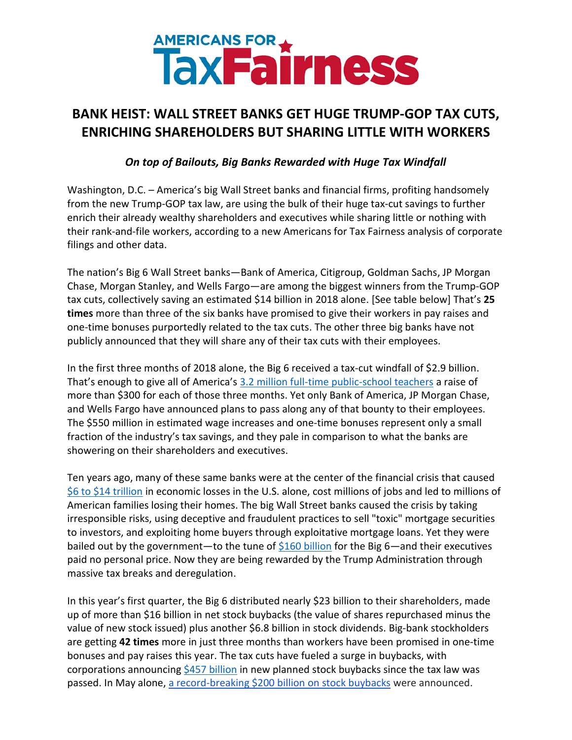# AMERICANS FOR TaxFairness

## BANK HEIST: WALL STREET BANKS GET HUGE TRUMP-GOP TAX CUTS, ENRICHING SHAREHOLDERS BUT SHARING LITTLE WITH WORKERS

***On top of Bailouts, Big Banks Rewarded with Huge Tax Windfall***

Washington, D.C. – America's big Wall Street banks and financial firms, profiting handsomely from the new Trump-GOP tax law, are using the bulk of their huge tax-cut savings to further enrich their already wealthy shareholders and executives while sharing little or nothing with their rank-and-file workers, according to a new Americans for Tax Fairness analysis of corporate filings and other data.

The nation's Big 6 Wall Street banks—Bank of America, Citigroup, Goldman Sachs, JP Morgan Chase, Morgan Stanley, and Wells Fargo—are among the biggest winners from the Trump-GOP tax cuts, collectively saving an estimated $14 billion in 2018 alone. [See table below] That's **25 times** more than three of the six banks have promised to give their workers in pay raises and one-time bonuses purportedly related to the tax cuts. The other three big banks have not publicly announced that they will share any of their tax cuts with their employees.

In the first three months of 2018 alone, the Big 6 received a tax-cut windfall of $2.9 billion. That's enough to give all of America's 3.2 million full-time public-school teachers a raise of more than $300 for each of those three months. Yet only Bank of America, JP Morgan Chase, and Wells Fargo have announced plans to pass along any of that bounty to their employees. The $550 million in estimated wage increases and one-time bonuses represent only a small fraction of the industry's tax savings, and they pale in comparison to what the banks are showering on their shareholders and executives.

Ten years ago, many of these same banks were at the center of the financial crisis that caused $6 to $14 trillion in economic losses in the U.S. alone, cost millions of jobs and led to millions of American families losing their homes. The big Wall Street banks caused the crisis by taking irresponsible risks, using deceptive and fraudulent practices to sell "toxic" mortgage securities to investors, and exploiting home buyers through exploitative mortgage loans. Yet they were bailed out by the government—to the tune of $160 billion for the Big 6—and their executives paid no personal price. Now they are being rewarded by the Trump Administration through massive tax breaks and deregulation.

In this year's first quarter, the Big 6 distributed nearly $23 billion to their shareholders, made up of more than $16 billion in net stock buybacks (the value of shares repurchased minus the value of new stock issued) plus another $6.8 billion in stock dividends. Big-bank stockholders are getting **42 times** more in just three months than workers have been promised in one-time bonuses and pay raises this year. The tax cuts have fueled a surge in buybacks, with corporations announcing $457 billion in new planned stock buybacks since the tax law was passed. In May alone, a record-breaking $200 billion on stock buybacks were announced.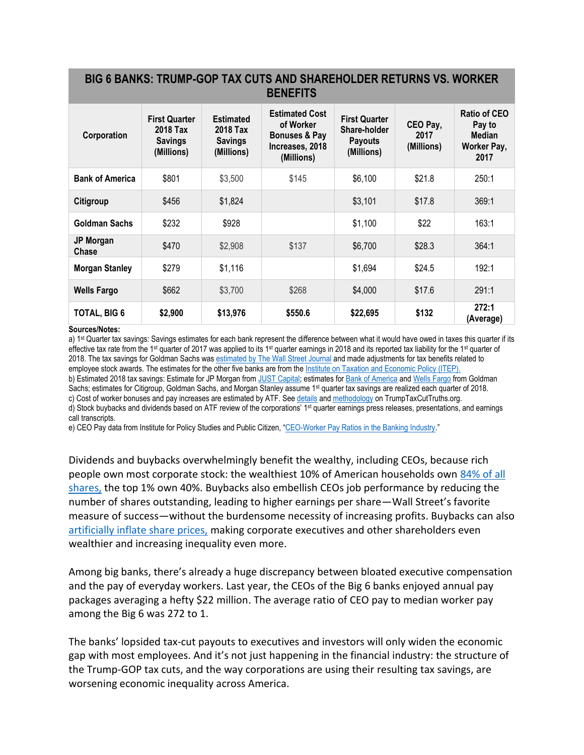| BIG 6 BANKS: TRUMP-GOP TAX CUTS AND SHAREHOLDER RETURNS VS. WORKER BENEFITS | | | | | | |
|---|---|---|---|---|---|---|
| **Corporation** | **First Quarter 2018 Tax Savings (Millions)** | **Estimated 2018 Tax Savings (Millions)** | **Estimated Cost of Worker Bonuses & Pay Increases, 2018 (Millions)** | **First Quarter Share-holder Payouts (Millions)** | **CEO Pay, 2017 (Millions)** | **Ratio of CEO Pay to Median Worker Pay, 2017** |
| **Bank of America** | $801 | $3,500 | $145 | $6,100 | $21.8 | 250:1 |
| **Citigroup** | $456 | $1,824 | | $3,101 | $17.8 | 369:1 |
| **Goldman Sachs** | $232 | $928 | | $1,100 | $22 | 163:1 |
| **JP Morgan Chase** | $470 | $2,908 | $137 | $6,700 | $28.3 | 364:1 |
| **Morgan Stanley** | $279 | $1,116 | | $1,694 | $24.5 | 192:1 |
| **Wells Fargo** | $662 | $3,700 | $268 | $4,000 | $17.6 | 291:1 |
| **TOTAL, BIG 6** | **$2,900** | **$13,976** | **$550.6** | **$22,695** | **$132** | **272:1 (Average)** |

**Sources/Notes:**

a) 1st Quarter tax savings: Savings estimates for each bank represent the difference between what it would have owed in taxes this quarter if its effective tax rate from the 1st quarter of 2017 was applied to its 1st quarter earnings in 2018 and its reported tax liability for the 1st quarter of 2018. The tax savings for Goldman Sachs was estimated by The Wall Street Journal and made adjustments for tax benefits related to employee stock awards. The estimates for the other five banks are from the Institute on Taxation and Economic Policy (ITEP).

b) Estimated 2018 tax savings: Estimate for JP Morgan from JUST Capital; estimates for Bank of America and Wells Fargo from Goldman Sachs; estimates for Citigroup, Goldman Sachs, and Morgan Stanley assume 1st quarter tax savings are realized each quarter of 2018.

c) Cost of worker bonuses and pay increases are estimated by ATF. See details and methodology on TrumpTaxCutTruths.org.

d) Stock buybacks and dividends based on ATF review of the corporations' 1st quarter earnings press releases, presentations, and earnings call transcripts.

e) CEO Pay data from Institute for Policy Studies and Public Citizen, "CEO-Worker Pay Ratios in the Banking Industry."

Dividends and buybacks overwhelmingly benefit the wealthy, including CEOs, because rich people own most corporate stock: the wealthiest 10% of American households own 84% of all shares, the top 1% own 40%. Buybacks also embellish CEOs job performance by reducing the number of shares outstanding, leading to higher earnings per share—Wall Street's favorite measure of success—without the burdensome necessity of increasing profits. Buybacks can also artificially inflate share prices, making corporate executives and other shareholders even wealthier and increasing inequality even more.

Among big banks, there's already a huge discrepancy between bloated executive compensation and the pay of everyday workers. Last year, the CEOs of the Big 6 banks enjoyed annual pay packages averaging a hefty $22 million. The average ratio of CEO pay to median worker pay among the Big 6 was 272 to 1.

The banks' lopsided tax-cut payouts to executives and investors will only widen the economic gap with most employees. And it's not just happening in the financial industry: the structure of the Trump-GOP tax cuts, and the way corporations are using their resulting tax savings, are worsening economic inequality across America.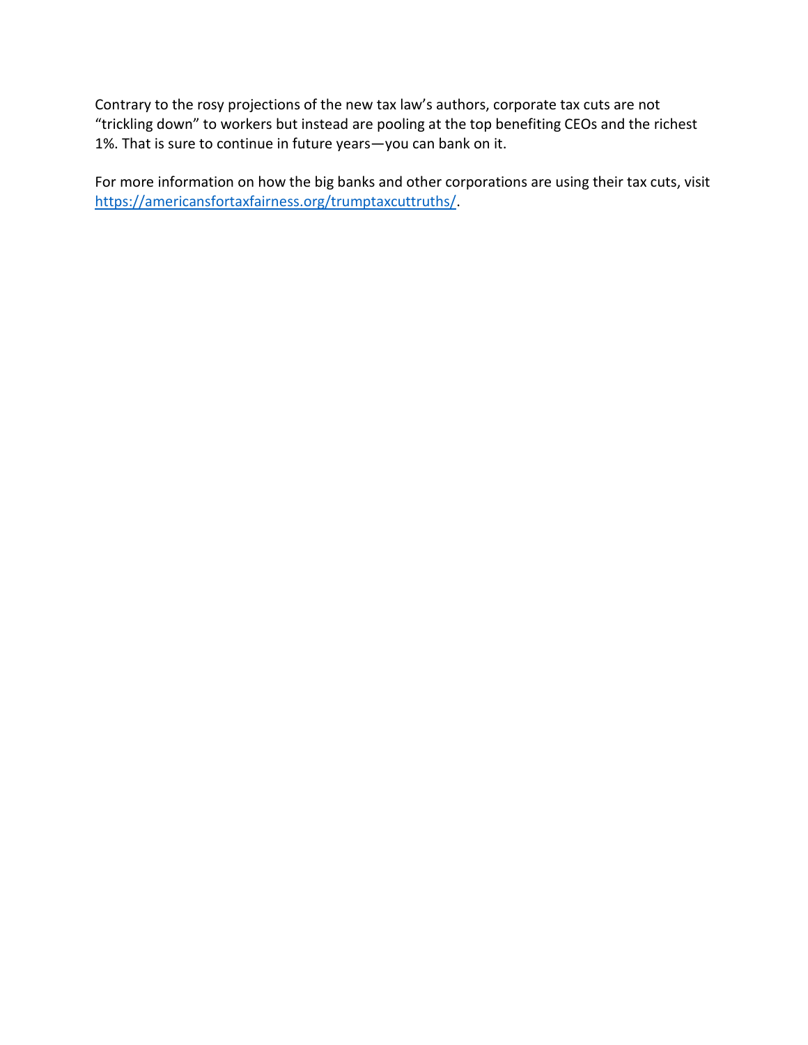Contrary to the rosy projections of the new tax law's authors, corporate tax cuts are not "trickling down" to workers but instead are pooling at the top benefiting CEOs and the richest 1%. That is sure to continue in future years—you can bank on it.

For more information on how the big banks and other corporations are using their tax cuts, visit [https://americansfortaxfairness.org/trumptaxcuttruths/](https://americansfortaxfairness.org/trumptaxcuttruths/).